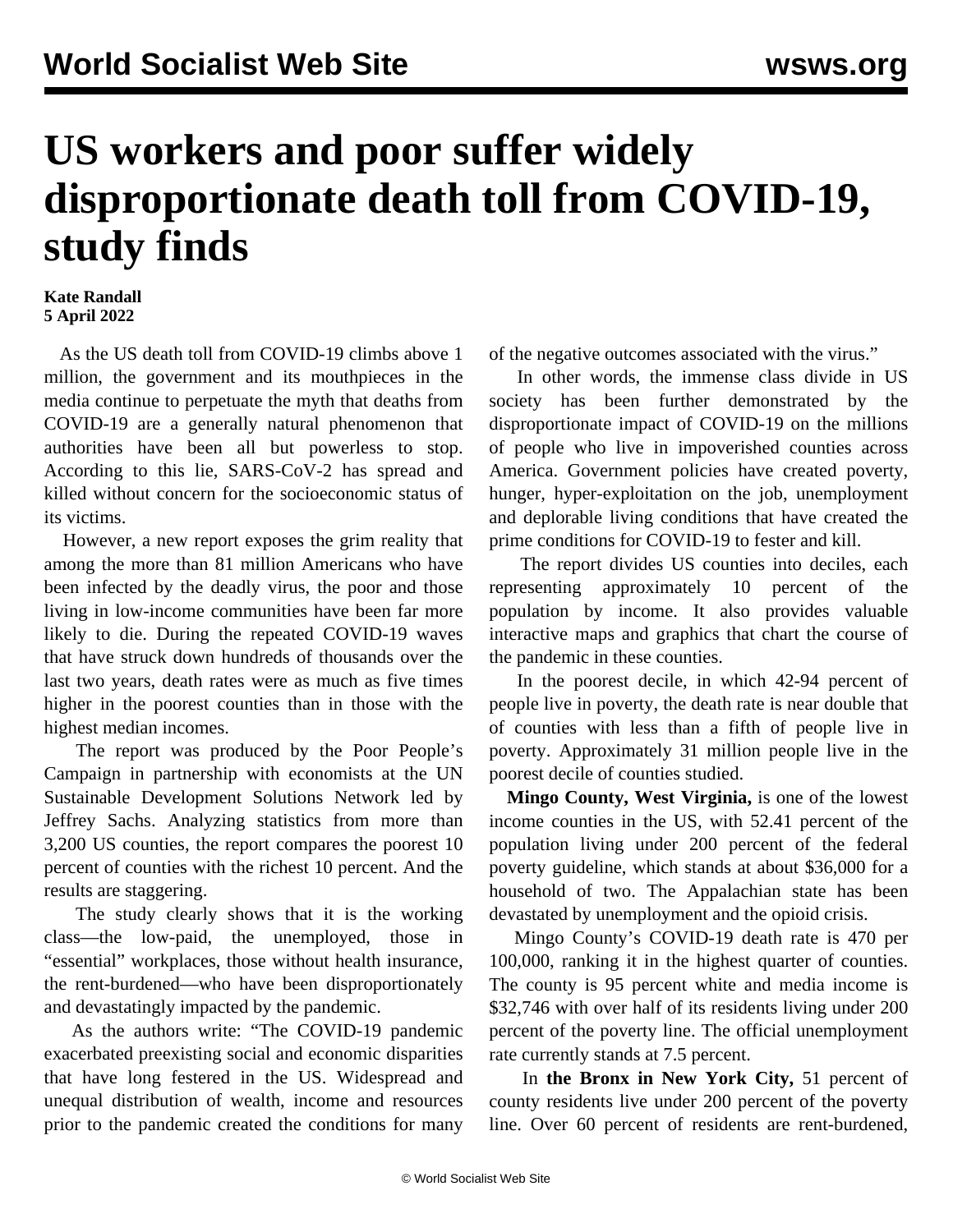# US workers and poor suffer widely disproportionate death toll from COVID-19, study finds

**Kate Randall**
**5 April 2022**

As the US death toll from COVID-19 climbs above 1 million, the government and its mouthpieces in the media continue to perpetuate the myth that deaths from COVID-19 are a generally natural phenomenon that authorities have been all but powerless to stop. According to this lie, SARS-CoV-2 has spread and killed without concern for the socioeconomic status of its victims.

However, a new report exposes the grim reality that among the more than 81 million Americans who have been infected by the deadly virus, the poor and those living in low-income communities have been far more likely to die. During the repeated COVID-19 waves that have struck down hundreds of thousands over the last two years, death rates were as much as five times higher in the poorest counties than in those with the highest median incomes.

The report was produced by the Poor People's Campaign in partnership with economists at the UN Sustainable Development Solutions Network led by Jeffrey Sachs. Analyzing statistics from more than 3,200 US counties, the report compares the poorest 10 percent of counties with the richest 10 percent. And the results are staggering.

The study clearly shows that it is the working class—the low-paid, the unemployed, those in "essential" workplaces, those without health insurance, the rent-burdened—who have been disproportionately and devastatingly impacted by the pandemic.

As the authors write: "The COVID-19 pandemic exacerbated preexisting social and economic disparities that have long festered in the US. Widespread and unequal distribution of wealth, income and resources prior to the pandemic created the conditions for many of the negative outcomes associated with the virus."

In other words, the immense class divide in US society has been further demonstrated by the disproportionate impact of COVID-19 on the millions of people who live in impoverished counties across America. Government policies have created poverty, hunger, hyper-exploitation on the job, unemployment and deplorable living conditions that have created the prime conditions for COVID-19 to fester and kill.

The report divides US counties into deciles, each representing approximately 10 percent of the population by income. It also provides valuable interactive maps and graphics that chart the course of the pandemic in these counties.

In the poorest decile, in which 42-94 percent of people live in poverty, the death rate is near double that of counties with less than a fifth of people live in poverty. Approximately 31 million people live in the poorest decile of counties studied.

**Mingo County, West Virginia,** is one of the lowest income counties in the US, with 52.41 percent of the population living under 200 percent of the federal poverty guideline, which stands at about $36,000 for a household of two. The Appalachian state has been devastated by unemployment and the opioid crisis.

Mingo County's COVID-19 death rate is 470 per 100,000, ranking it in the highest quarter of counties. The county is 95 percent white and media income is $32,746 with over half of its residents living under 200 percent of the poverty line. The official unemployment rate currently stands at 7.5 percent.

In **the Bronx in New York City,** 51 percent of county residents live under 200 percent of the poverty line. Over 60 percent of residents are rent-burdened,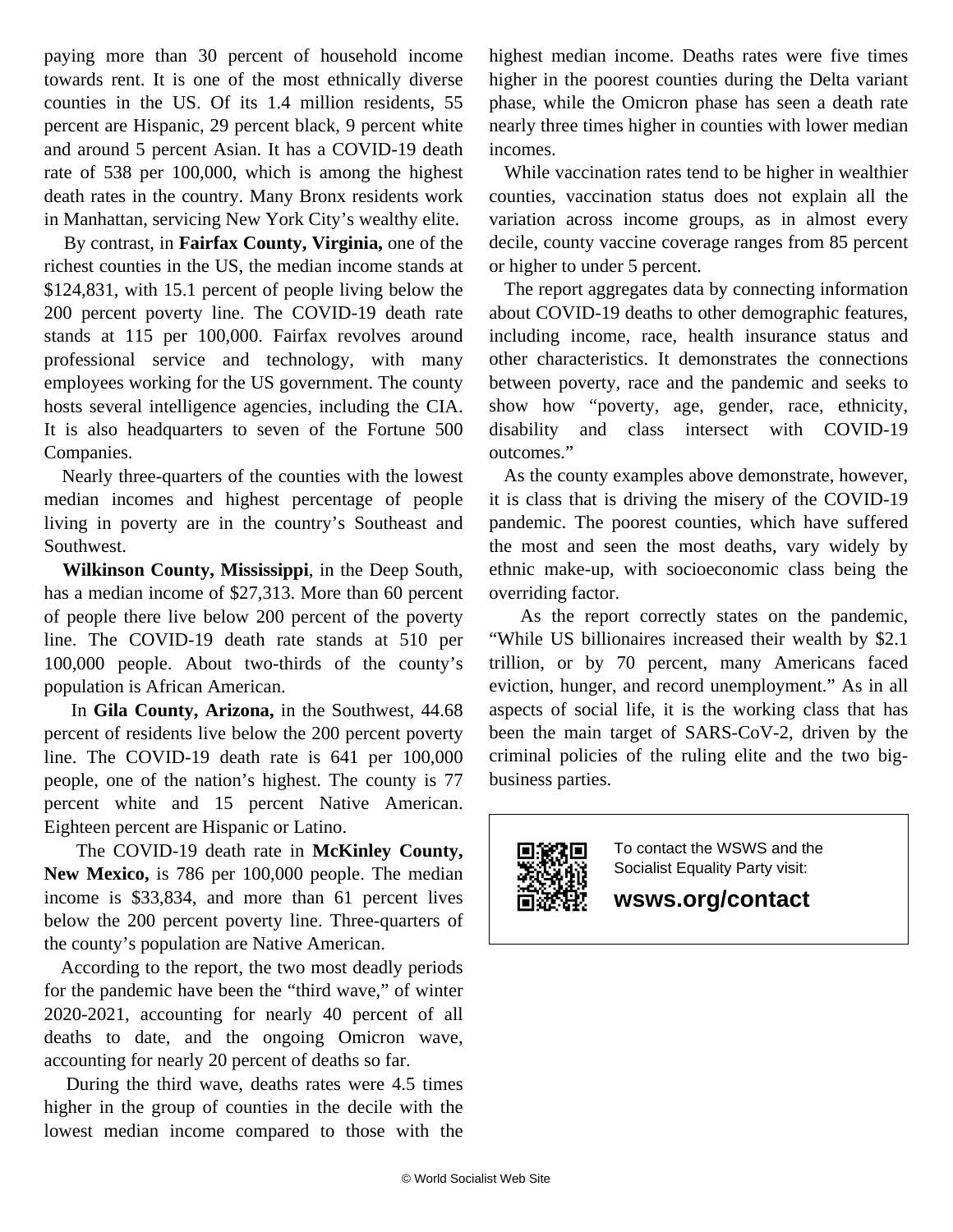paying more than 30 percent of household income towards rent. It is one of the most ethnically diverse counties in the US. Of its 1.4 million residents, 55 percent are Hispanic, 29 percent black, 9 percent white and around 5 percent Asian. It has a COVID-19 death rate of 538 per 100,000, which is among the highest death rates in the country. Many Bronx residents work in Manhattan, servicing New York City's wealthy elite.

By contrast, in **Fairfax County, Virginia,** one of the richest counties in the US, the median income stands at $124,831, with 15.1 percent of people living below the 200 percent poverty line. The COVID-19 death rate stands at 115 per 100,000. Fairfax revolves around professional service and technology, with many employees working for the US government. The county hosts several intelligence agencies, including the CIA. It is also headquarters to seven of the Fortune 500 Companies.

Nearly three-quarters of the counties with the lowest median incomes and highest percentage of people living in poverty are in the country's Southeast and Southwest.

**Wilkinson County, Mississippi**, in the Deep South, has a median income of $27,313. More than 60 percent of people there live below 200 percent of the poverty line. The COVID-19 death rate stands at 510 per 100,000 people. About two-thirds of the county's population is African American.

In **Gila County, Arizona,** in the Southwest, 44.68 percent of residents live below the 200 percent poverty line. The COVID-19 death rate is 641 per 100,000 people, one of the nation's highest. The county is 77 percent white and 15 percent Native American. Eighteen percent are Hispanic or Latino.

The COVID-19 death rate in **McKinley County, New Mexico,** is 786 per 100,000 people. The median income is $33,834, and more than 61 percent lives below the 200 percent poverty line. Three-quarters of the county's population are Native American.

According to the report, the two most deadly periods for the pandemic have been the "third wave," of winter 2020-2021, accounting for nearly 40 percent of all deaths to date, and the ongoing Omicron wave, accounting for nearly 20 percent of deaths so far.

During the third wave, deaths rates were 4.5 times higher in the group of counties in the decile with the lowest median income compared to those with the highest median income. Deaths rates were five times higher in the poorest counties during the Delta variant phase, while the Omicron phase has seen a death rate nearly three times higher in counties with lower median incomes.

While vaccination rates tend to be higher in wealthier counties, vaccination status does not explain all the variation across income groups, as in almost every decile, county vaccine coverage ranges from 85 percent or higher to under 5 percent.

The report aggregates data by connecting information about COVID-19 deaths to other demographic features, including income, race, health insurance status and other characteristics. It demonstrates the connections between poverty, race and the pandemic and seeks to show how "poverty, age, gender, race, ethnicity, disability and class intersect with COVID-19 outcomes."

As the county examples above demonstrate, however, it is class that is driving the misery of the COVID-19 pandemic. The poorest counties, which have suffered the most and seen the most deaths, vary widely by ethnic make-up, with socioeconomic class being the overriding factor.

As the report correctly states on the pandemic, "While US billionaires increased their wealth by $2.1 trillion, or by 70 percent, many Americans faced eviction, hunger, and record unemployment." As in all aspects of social life, it is the working class that has been the main target of SARS-CoV-2, driven by the criminal policies of the ruling elite and the two big-business parties.

To contact the WSWS and the Socialist Equality Party visit:

**wsws.org/contact**